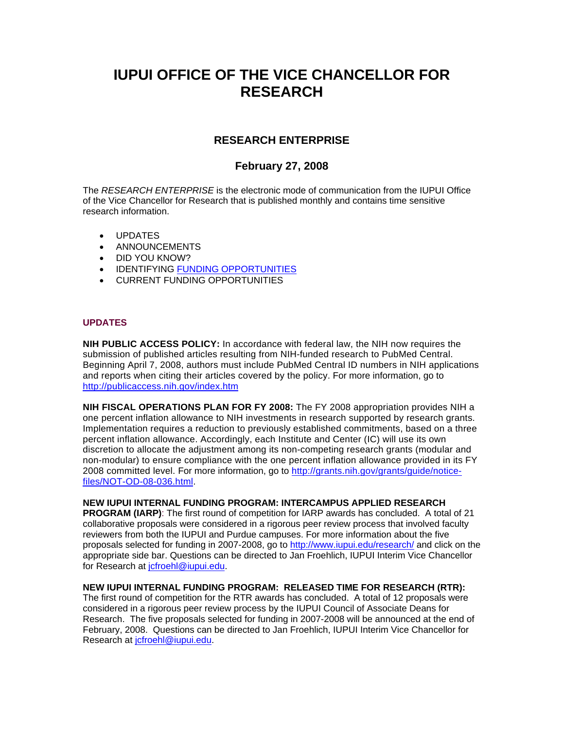# IUPUI OFFICE OF THE VICE CHANCELLOR FOR RESEARCH

## RESEARCH ENTERPRISE

### February 27, 2008

The *RESEARCH ENTERPRISE* is the electronic mode of communication from the IUPUI Office of the Vice Chancellor for Research that is published monthly and contains time sensitive research information.

- UPDATES
- ANNOUNCEMENTS
- DID YOU KNOW?
- IDENTIFYING FUNDING OPPORTUNITIES
- CURRENT FUNDING OPPORTUNITIES

## UPDATES

**NIH PUBLIC ACCESS POLICY:** In accordance with federal law, the NIH now requires the submission of published articles resulting from NIH-funded research to PubMed Central. Beginning April 7, 2008, authors must include PubMed Central ID numbers in NIH applications and reports when citing their articles covered by the policy. For more information, go to http://publicaccess.nih.gov/index.htm

**NIH FISCAL OPERATIONS PLAN FOR FY 2008:** The FY 2008 appropriation provides NIH a one percent inflation allowance to NIH investments in research supported by research grants. Implementation requires a reduction to previously established commitments, based on a three percent inflation allowance. Accordingly, each Institute and Center (IC) will use its own discretion to allocate the adjustment among its non-competing research grants (modular and non-modular) to ensure compliance with the one percent inflation allowance provided in its FY 2008 committed level. For more information, go to http://grants.nih.gov/grants/guide/notice-files/NOT-OD-08-036.html.

**NEW IUPUI INTERNAL FUNDING PROGRAM: INTERCAMPUS APPLIED RESEARCH PROGRAM (IARP)**: The first round of competition for IARP awards has concluded. A total of 21 collaborative proposals were considered in a rigorous peer review process that involved faculty reviewers from both the IUPUI and Purdue campuses. For more information about the five proposals selected for funding in 2007-2008, go to http://www.iupui.edu/research/ and click on the appropriate side bar. Questions can be directed to Jan Froehlich, IUPUI Interim Vice Chancellor for Research at jcfroehl@iupui.edu.

**NEW IUPUI INTERNAL FUNDING PROGRAM: RELEASED TIME FOR RESEARCH (RTR):** The first round of competition for the RTR awards has concluded. A total of 12 proposals were considered in a rigorous peer review process by the IUPUI Council of Associate Deans for Research. The five proposals selected for funding in 2007-2008 will be announced at the end of February, 2008. Questions can be directed to Jan Froehlich, IUPUI Interim Vice Chancellor for Research at jcfroehl@iupui.edu.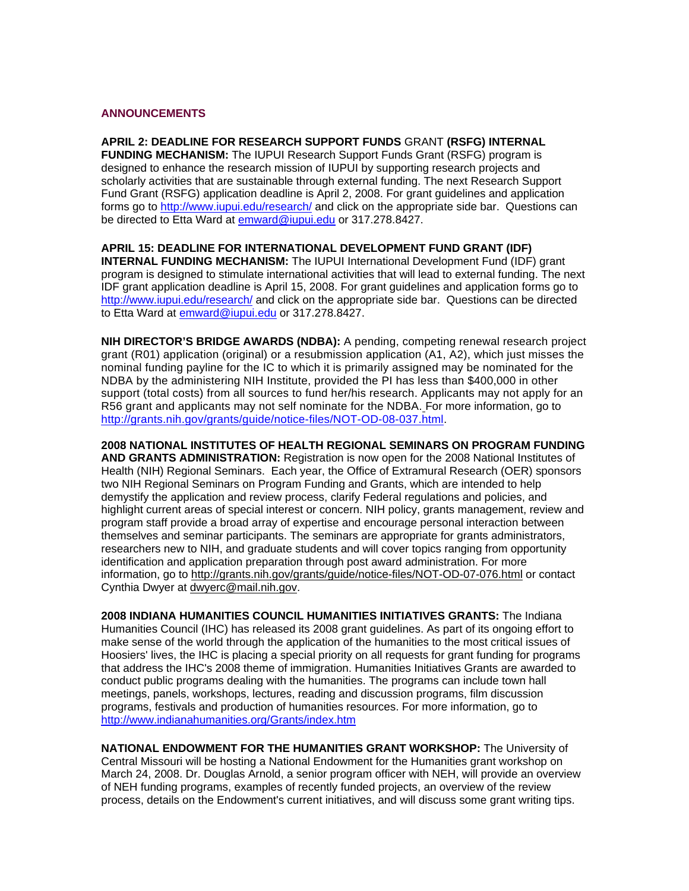## ANNOUNCEMENTS

**APRIL 2: DEADLINE FOR RESEARCH SUPPORT FUNDS** GRANT **(RSFG) INTERNAL FUNDING MECHANISM:** The IUPUI Research Support Funds Grant (RSFG) program is designed to enhance the research mission of IUPUI by supporting research projects and scholarly activities that are sustainable through external funding. The next Research Support Fund Grant (RSFG) application deadline is April 2, 2008. For grant guidelines and application forms go to http://www.iupui.edu/research/ and click on the appropriate side bar. Questions can be directed to Etta Ward at emward@iupui.edu or 317.278.8427.

**APRIL 15: DEADLINE FOR INTERNATIONAL DEVELOPMENT FUND GRANT (IDF) INTERNAL FUNDING MECHANISM:** The IUPUI International Development Fund (IDF) grant program is designed to stimulate international activities that will lead to external funding. The next IDF grant application deadline is April 15, 2008. For grant guidelines and application forms go to http://www.iupui.edu/research/ and click on the appropriate side bar. Questions can be directed to Etta Ward at emward@iupui.edu or 317.278.8427.

**NIH DIRECTOR'S BRIDGE AWARDS (NDBA):** A pending, competing renewal research project grant (R01) application (original) or a resubmission application (A1, A2), which just misses the nominal funding payline for the IC to which it is primarily assigned may be nominated for the NDBA by the administering NIH Institute, provided the PI has less than $400,000 in other support (total costs) from all sources to fund her/his research. Applicants may not apply for an R56 grant and applicants may not self nominate for the NDBA. For more information, go to http://grants.nih.gov/grants/guide/notice-files/NOT-OD-08-037.html.

**2008 NATIONAL INSTITUTES OF HEALTH REGIONAL SEMINARS ON PROGRAM FUNDING AND GRANTS ADMINISTRATION:** Registration is now open for the 2008 National Institutes of Health (NIH) Regional Seminars. Each year, the Office of Extramural Research (OER) sponsors two NIH Regional Seminars on Program Funding and Grants, which are intended to help demystify the application and review process, clarify Federal regulations and policies, and highlight current areas of special interest or concern. NIH policy, grants management, review and program staff provide a broad array of expertise and encourage personal interaction between themselves and seminar participants. The seminars are appropriate for grants administrators, researchers new to NIH, and graduate students and will cover topics ranging from opportunity identification and application preparation through post award administration. For more information, go to http://grants.nih.gov/grants/guide/notice-files/NOT-OD-07-076.html or contact Cynthia Dwyer at dwyerc@mail.nih.gov.

**2008 INDIANA HUMANITIES COUNCIL HUMANITIES INITIATIVES GRANTS:** The Indiana Humanities Council (IHC) has released its 2008 grant guidelines. As part of its ongoing effort to make sense of the world through the application of the humanities to the most critical issues of Hoosiers' lives, the IHC is placing a special priority on all requests for grant funding for programs that address the IHC's 2008 theme of immigration. Humanities Initiatives Grants are awarded to conduct public programs dealing with the humanities. The programs can include town hall meetings, panels, workshops, lectures, reading and discussion programs, film discussion programs, festivals and production of humanities resources. For more information, go to http://www.indianahumanities.org/Grants/index.htm

**NATIONAL ENDOWMENT FOR THE HUMANITIES GRANT WORKSHOP:** The University of Central Missouri will be hosting a National Endowment for the Humanities grant workshop on March 24, 2008. Dr. Douglas Arnold, a senior program officer with NEH, will provide an overview of NEH funding programs, examples of recently funded projects, an overview of the review process, details on the Endowment's current initiatives, and will discuss some grant writing tips.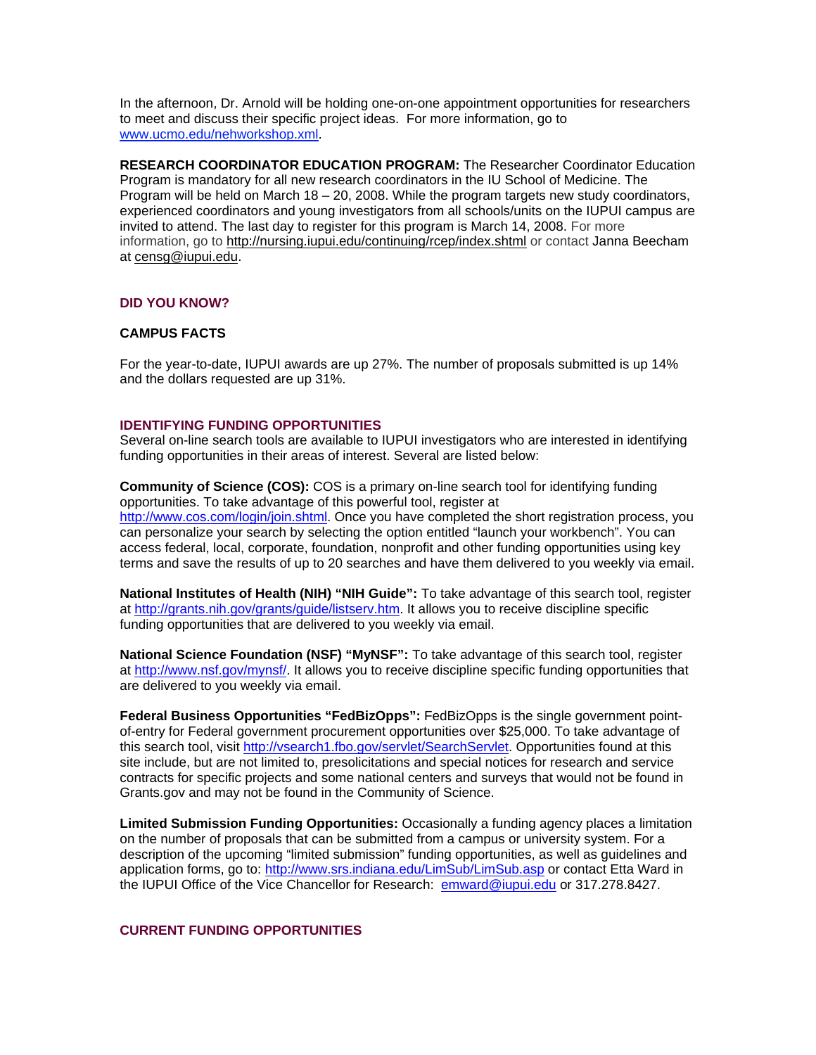In the afternoon, Dr. Arnold will be holding one-on-one appointment opportunities for researchers to meet and discuss their specific project ideas. For more information, go to www.ucmo.edu/nehworkshop.xml.

**RESEARCH COORDINATOR EDUCATION PROGRAM:** The Researcher Coordinator Education Program is mandatory for all new research coordinators in the IU School of Medicine. The Program will be held on March 18 – 20, 2008. While the program targets new study coordinators, experienced coordinators and young investigators from all schools/units on the IUPUI campus are invited to attend. The last day to register for this program is March 14, 2008. For more information, go to http://nursing.iupui.edu/continuing/rcep/index.shtml or contact Janna Beecham at censg@iupui.edu.

## DID YOU KNOW?

### CAMPUS FACTS

For the year-to-date, IUPUI awards are up 27%. The number of proposals submitted is up 14% and the dollars requested are up 31%.

## IDENTIFYING FUNDING OPPORTUNITIES

Several on-line search tools are available to IUPUI investigators who are interested in identifying funding opportunities in their areas of interest. Several are listed below:

**Community of Science (COS):** COS is a primary on-line search tool for identifying funding opportunities. To take advantage of this powerful tool, register at http://www.cos.com/login/join.shtml. Once you have completed the short registration process, you can personalize your search by selecting the option entitled "launch your workbench". You can access federal, local, corporate, foundation, nonprofit and other funding opportunities using key terms and save the results of up to 20 searches and have them delivered to you weekly via email.

**National Institutes of Health (NIH) "NIH Guide":** To take advantage of this search tool, register at http://grants.nih.gov/grants/guide/listserv.htm. It allows you to receive discipline specific funding opportunities that are delivered to you weekly via email.

**National Science Foundation (NSF) "MyNSF":** To take advantage of this search tool, register at http://www.nsf.gov/mynsf/. It allows you to receive discipline specific funding opportunities that are delivered to you weekly via email.

**Federal Business Opportunities "FedBizOpps":** FedBizOpps is the single government point-of-entry for Federal government procurement opportunities over $25,000. To take advantage of this search tool, visit http://vsearch1.fbo.gov/servlet/SearchServlet. Opportunities found at this site include, but are not limited to, presolicitations and special notices for research and service contracts for specific projects and some national centers and surveys that would not be found in Grants.gov and may not be found in the Community of Science.

**Limited Submission Funding Opportunities:** Occasionally a funding agency places a limitation on the number of proposals that can be submitted from a campus or university system. For a description of the upcoming "limited submission" funding opportunities, as well as guidelines and application forms, go to: http://www.srs.indiana.edu/LimSub/LimSub.asp or contact Etta Ward in the IUPUI Office of the Vice Chancellor for Research: emward@iupui.edu or 317.278.8427.

## CURRENT FUNDING OPPORTUNITIES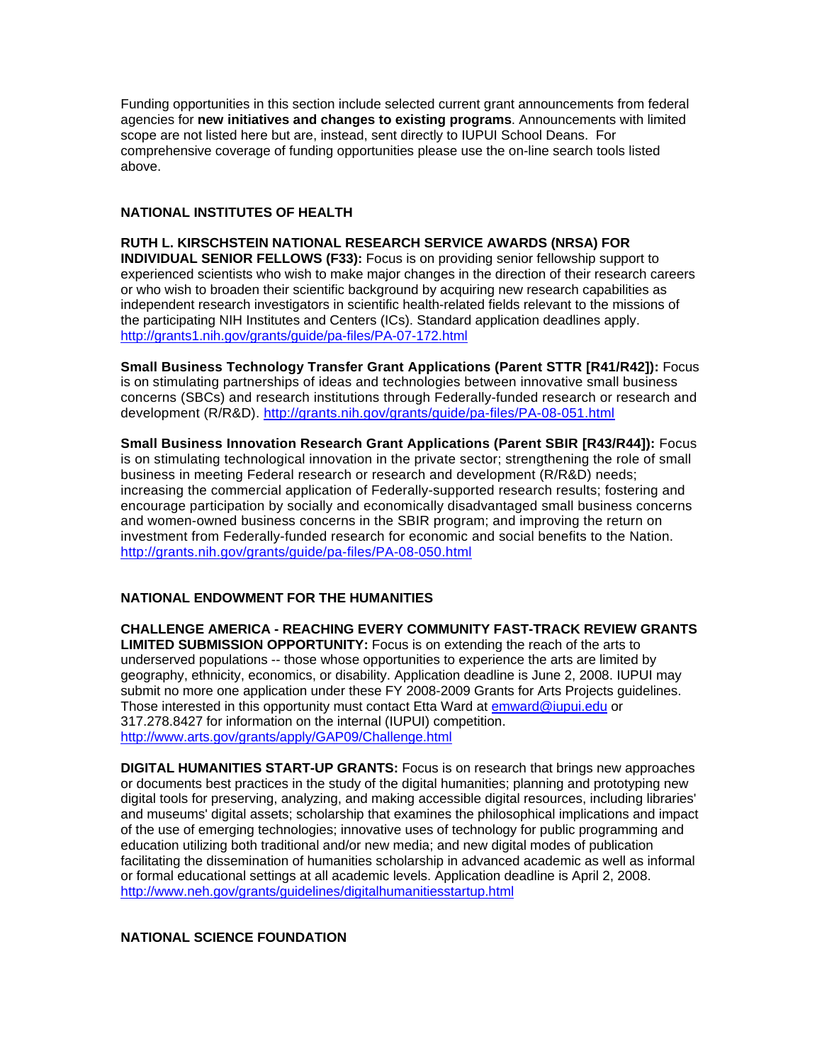Funding opportunities in this section include selected current grant announcements from federal agencies for **new initiatives and changes to existing programs**. Announcements with limited scope are not listed here but are, instead, sent directly to IUPUI School Deans. For comprehensive coverage of funding opportunities please use the on-line search tools listed above.

## NATIONAL INSTITUTES OF HEALTH

**RUTH L. KIRSCHSTEIN NATIONAL RESEARCH SERVICE AWARDS (NRSA) FOR INDIVIDUAL SENIOR FELLOWS (F33):** Focus is on providing senior fellowship support to experienced scientists who wish to make major changes in the direction of their research careers or who wish to broaden their scientific background by acquiring new research capabilities as independent research investigators in scientific health-related fields relevant to the missions of the participating NIH Institutes and Centers (ICs). Standard application deadlines apply. http://grants1.nih.gov/grants/guide/pa-files/PA-07-172.html

**Small Business Technology Transfer Grant Applications (Parent STTR [R41/R42]):** Focus is on stimulating partnerships of ideas and technologies between innovative small business concerns (SBCs) and research institutions through Federally-funded research or research and development (R/R&D). http://grants.nih.gov/grants/guide/pa-files/PA-08-051.html

**Small Business Innovation Research Grant Applications (Parent SBIR [R43/R44]):** Focus is on stimulating technological innovation in the private sector; strengthening the role of small business in meeting Federal research or research and development (R/R&D) needs; increasing the commercial application of Federally-supported research results; fostering and encourage participation by socially and economically disadvantaged small business concerns and women-owned business concerns in the SBIR program; and improving the return on investment from Federally-funded research for economic and social benefits to the Nation. http://grants.nih.gov/grants/guide/pa-files/PA-08-050.html

## NATIONAL ENDOWMENT FOR THE HUMANITIES

**CHALLENGE AMERICA - REACHING EVERY COMMUNITY FAST-TRACK REVIEW GRANTS LIMITED SUBMISSION OPPORTUNITY:** Focus is on extending the reach of the arts to underserved populations -- those whose opportunities to experience the arts are limited by geography, ethnicity, economics, or disability. Application deadline is June 2, 2008. IUPUI may submit no more one application under these FY 2008-2009 Grants for Arts Projects guidelines. Those interested in this opportunity must contact Etta Ward at emward@iupui.edu or 317.278.8427 for information on the internal (IUPUI) competition. http://www.arts.gov/grants/apply/GAP09/Challenge.html

**DIGITAL HUMANITIES START-UP GRANTS:** Focus is on research that brings new approaches or documents best practices in the study of the digital humanities; planning and prototyping new digital tools for preserving, analyzing, and making accessible digital resources, including libraries' and museums' digital assets; scholarship that examines the philosophical implications and impact of the use of emerging technologies; innovative uses of technology for public programming and education utilizing both traditional and/or new media; and new digital modes of publication facilitating the dissemination of humanities scholarship in advanced academic as well as informal or formal educational settings at all academic levels. Application deadline is April 2, 2008. http://www.neh.gov/grants/guidelines/digitalhumanitiesstartup.html

## NATIONAL SCIENCE FOUNDATION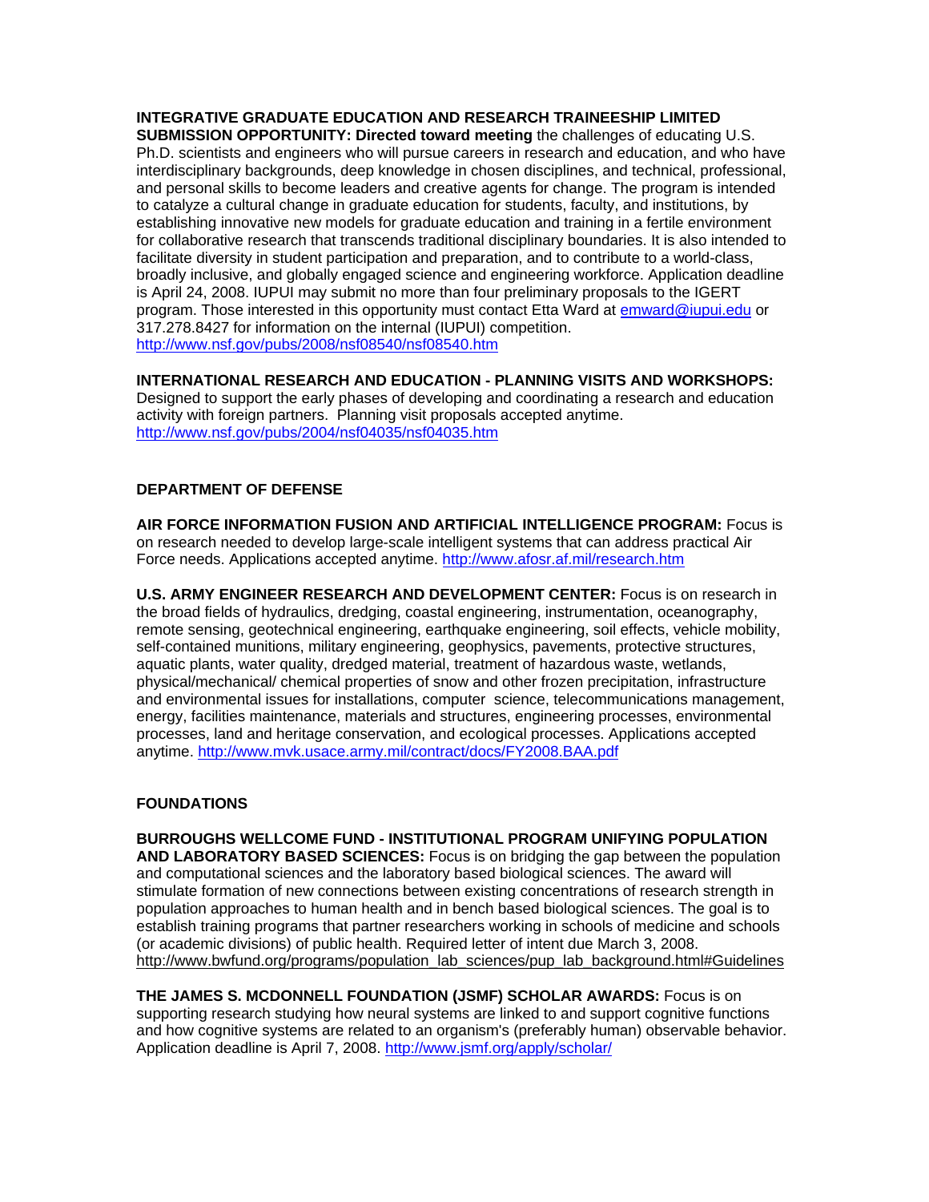**INTEGRATIVE GRADUATE EDUCATION AND RESEARCH TRAINEESHIP LIMITED SUBMISSION OPPORTUNITY: Directed toward meeting** the challenges of educating U.S. Ph.D. scientists and engineers who will pursue careers in research and education, and who have interdisciplinary backgrounds, deep knowledge in chosen disciplines, and technical, professional, and personal skills to become leaders and creative agents for change. The program is intended to catalyze a cultural change in graduate education for students, faculty, and institutions, by establishing innovative new models for graduate education and training in a fertile environment for collaborative research that transcends traditional disciplinary boundaries. It is also intended to facilitate diversity in student participation and preparation, and to contribute to a world-class, broadly inclusive, and globally engaged science and engineering workforce. Application deadline is April 24, 2008. IUPUI may submit no more than four preliminary proposals to the IGERT program. Those interested in this opportunity must contact Etta Ward at emward@iupui.edu or 317.278.8427 for information on the internal (IUPUI) competition. http://www.nsf.gov/pubs/2008/nsf08540/nsf08540.htm

**INTERNATIONAL RESEARCH AND EDUCATION - PLANNING VISITS AND WORKSHOPS:** Designed to support the early phases of developing and coordinating a research and education activity with foreign partners. Planning visit proposals accepted anytime. http://www.nsf.gov/pubs/2004/nsf04035/nsf04035.htm

## DEPARTMENT OF DEFENSE

**AIR FORCE INFORMATION FUSION AND ARTIFICIAL INTELLIGENCE PROGRAM:** Focus is on research needed to develop large-scale intelligent systems that can address practical Air Force needs. Applications accepted anytime. http://www.afosr.af.mil/research.htm

**U.S. ARMY ENGINEER RESEARCH AND DEVELOPMENT CENTER:** Focus is on research in the broad fields of hydraulics, dredging, coastal engineering, instrumentation, oceanography, remote sensing, geotechnical engineering, earthquake engineering, soil effects, vehicle mobility, self-contained munitions, military engineering, geophysics, pavements, protective structures, aquatic plants, water quality, dredged material, treatment of hazardous waste, wetlands, physical/mechanical/ chemical properties of snow and other frozen precipitation, infrastructure and environmental issues for installations, computer science, telecommunications management, energy, facilities maintenance, materials and structures, engineering processes, environmental processes, land and heritage conservation, and ecological processes. Applications accepted anytime. http://www.mvk.usace.army.mil/contract/docs/FY2008.BAA.pdf

## FOUNDATIONS

**BURROUGHS WELLCOME FUND - INSTITUTIONAL PROGRAM UNIFYING POPULATION AND LABORATORY BASED SCIENCES:** Focus is on bridging the gap between the population and computational sciences and the laboratory based biological sciences. The award will stimulate formation of new connections between existing concentrations of research strength in population approaches to human health and in bench based biological sciences. The goal is to establish training programs that partner researchers working in schools of medicine and schools (or academic divisions) of public health. Required letter of intent due March 3, 2008. http://www.bwfund.org/programs/population_lab_sciences/pup_lab_background.html#Guidelines

**THE JAMES S. MCDONNELL FOUNDATION (JSMF) SCHOLAR AWARDS:** Focus is on supporting research studying how neural systems are linked to and support cognitive functions and how cognitive systems are related to an organism's (preferably human) observable behavior. Application deadline is April 7, 2008. http://www.jsmf.org/apply/scholar/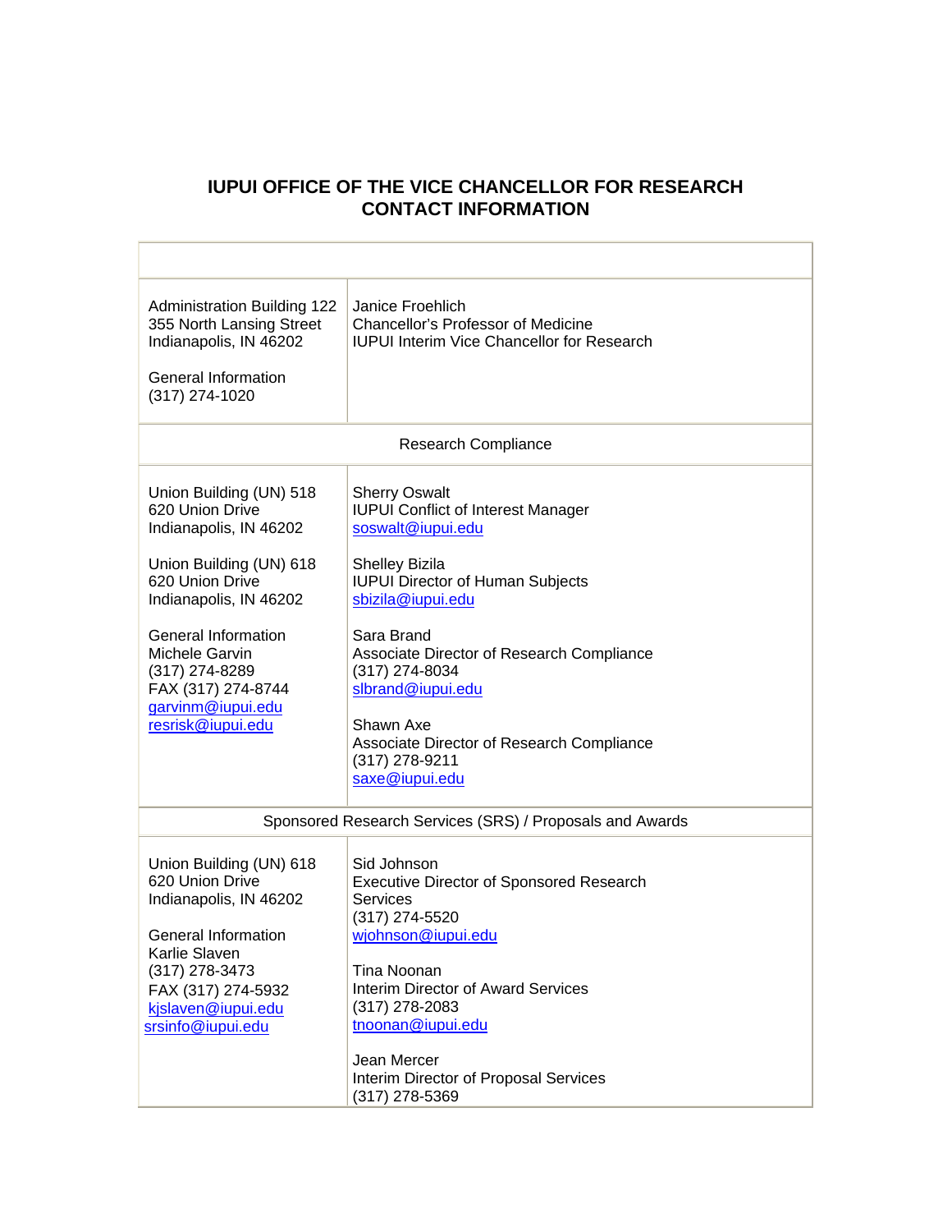## IUPUI OFFICE OF THE VICE CHANCELLOR FOR RESEARCH CONTACT INFORMATION

| | |
|---|---|
| Administration Building 122<br>355 North Lansing Street<br>Indianapolis, IN 46202<br><br>General Information<br>(317) 274-1020 | Janice Froehlich<br>Chancellor's Professor of Medicine<br>IUPUI Interim Vice Chancellor for Research |
| **Research Compliance** | |
| Union Building (UN) 518<br>620 Union Drive<br>Indianapolis, IN 46202<br><br>Union Building (UN) 618<br>620 Union Drive<br>Indianapolis, IN 46202<br><br>General Information<br>Michele Garvin<br>(317) 274-8289<br>FAX (317) 274-8744<br>garvinm@iupui.edu<br>resrisk@iupui.edu | Sherry Oswalt<br>IUPUI Conflict of Interest Manager<br>soswalt@iupui.edu<br><br>Shelley Bizila<br>IUPUI Director of Human Subjects<br>sbizila@iupui.edu<br><br>Sara Brand<br>Associate Director of Research Compliance<br>(317) 274-8034<br>slbrand@iupui.edu<br><br>Shawn Axe<br>Associate Director of Research Compliance<br>(317) 278-9211<br>saxe@iupui.edu |
| **Sponsored Research Services (SRS) / Proposals and Awards** | |
| Union Building (UN) 618<br>620 Union Drive<br>Indianapolis, IN 46202<br><br>General Information<br>Karlie Slaven<br>(317) 278-3473<br>FAX (317) 274-5932<br>kjslaven@iupui.edu<br>srsinfo@iupui.edu | Sid Johnson<br>Executive Director of Sponsored Research Services<br>(317) 274-5520<br>wjohnson@iupui.edu<br><br>Tina Noonan<br>Interim Director of Award Services<br>(317) 278-2083<br>tnoonan@iupui.edu<br><br>Jean Mercer<br>Interim Director of Proposal Services<br>(317) 278-5369 |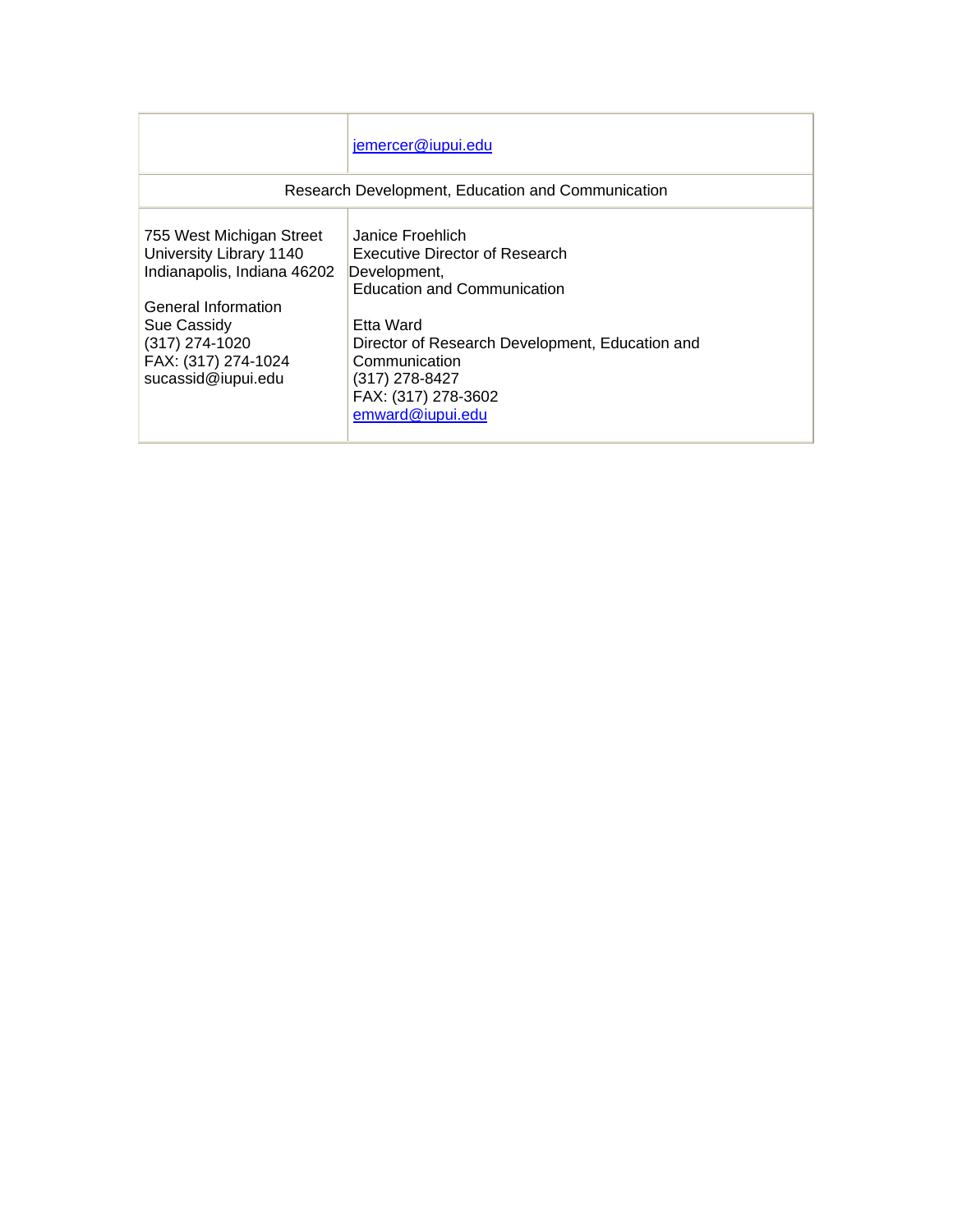| | |
|---|---|
| | jemercer@iupui.edu |
| Research Development, Education and Communication | |
| 755 West Michigan Street<br>University Library 1140<br>Indianapolis, Indiana 46202<br><br>General Information<br>Sue Cassidy<br>(317) 274-1020<br>FAX: (317) 274-1024<br>sucassid@iupui.edu | Janice Froehlich<br>Executive Director of Research Development,<br>Education and Communication<br><br>Etta Ward<br>Director of Research Development, Education and Communication<br>(317) 278-8427<br>FAX: (317) 278-3602<br>emward@iupui.edu |